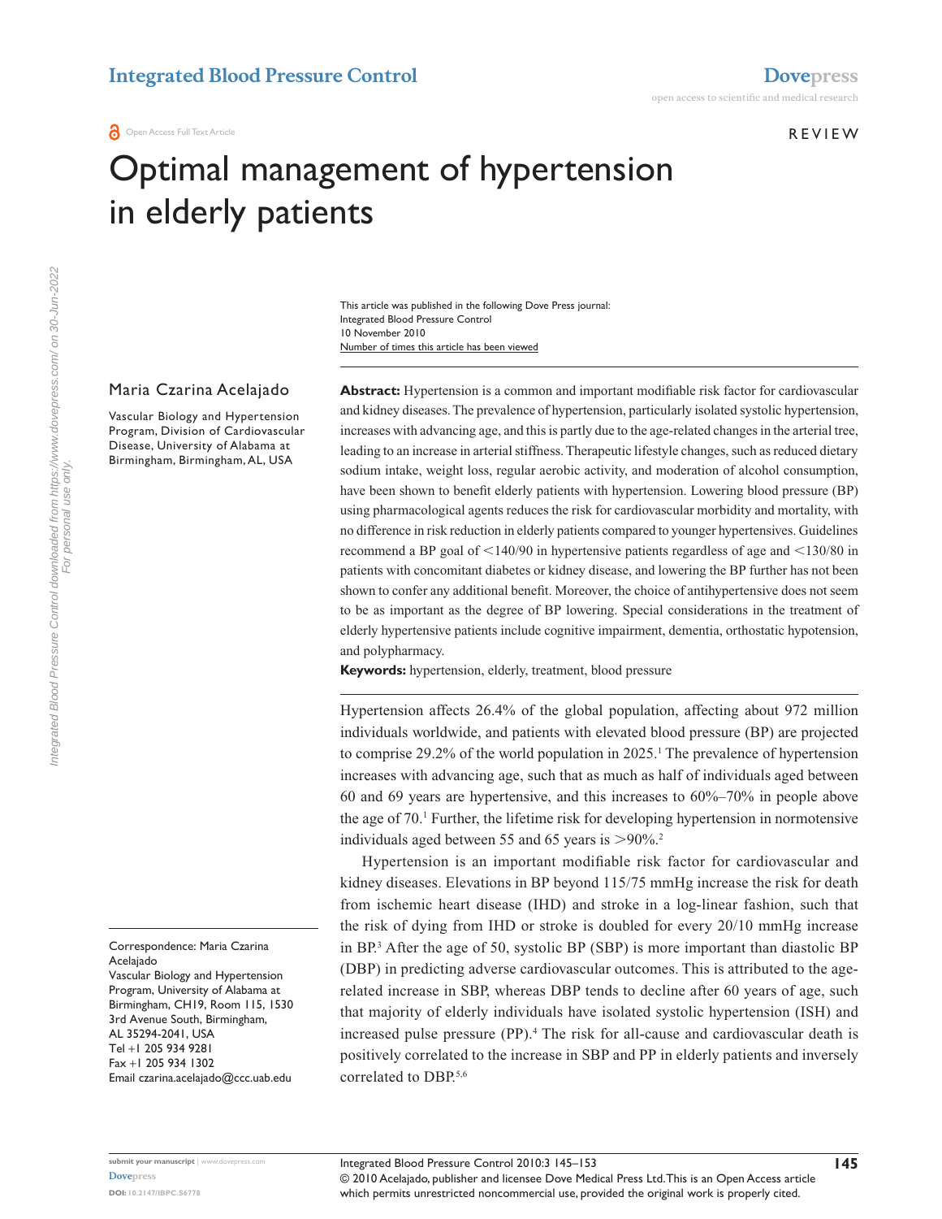REVIEW

# Optimal management of hypertension in elderly patients

This article was published in the following Dove Press journal:
Integrated Blood Pressure Control
10 November 2010
Number of times this article has been viewed

Maria Czarina Acelajado

Vascular Biology and Hypertension Program, Division of Cardiovascular Disease, University of Alabama at Birmingham, Birmingham, AL, USA

Correspondence: Maria Czarina Acelajado
Vascular Biology and Hypertension Program, University of Alabama at Birmingham, CH19, Room 115, 1530 3rd Avenue South, Birmingham, AL 35294-2041, USA
Tel +1 205 934 9281
Fax +1 205 934 1302
Email czarina.acelajado@ccc.uab.edu

**Abstract:** Hypertension is a common and important modifiable risk factor for cardiovascular and kidney diseases. The prevalence of hypertension, particularly isolated systolic hypertension, increases with advancing age, and this is partly due to the age-related changes in the arterial tree, leading to an increase in arterial stiffness. Therapeutic lifestyle changes, such as reduced dietary sodium intake, weight loss, regular aerobic activity, and moderation of alcohol consumption, have been shown to benefit elderly patients with hypertension. Lowering blood pressure (BP) using pharmacological agents reduces the risk for cardiovascular morbidity and mortality, with no difference in risk reduction in elderly patients compared to younger hypertensives. Guidelines recommend a BP goal of <140/90 in hypertensive patients regardless of age and <130/80 in patients with concomitant diabetes or kidney disease, and lowering the BP further has not been shown to confer any additional benefit. Moreover, the choice of antihypertensive does not seem to be as important as the degree of BP lowering. Special considerations in the treatment of elderly hypertensive patients include cognitive impairment, dementia, orthostatic hypotension, and polypharmacy.

**Keywords:** hypertension, elderly, treatment, blood pressure

Hypertension affects 26.4% of the global population, affecting about 972 million individuals worldwide, and patients with elevated blood pressure (BP) are projected to comprise 29.2% of the world population in 2025.[1] The prevalence of hypertension increases with advancing age, such that as much as half of individuals aged between 60 and 69 years are hypertensive, and this increases to 60%–70% in people above the age of 70.[1] Further, the lifetime risk for developing hypertension in normotensive individuals aged between 55 and 65 years is >90%.[2]

Hypertension is an important modifiable risk factor for cardiovascular and kidney diseases. Elevations in BP beyond 115/75 mmHg increase the risk for death from ischemic heart disease (IHD) and stroke in a log-linear fashion, such that the risk of dying from IHD or stroke is doubled for every 20/10 mmHg increase in BP.[3] After the age of 50, systolic BP (SBP) is more important than diastolic BP (DBP) in predicting adverse cardiovascular outcomes. This is attributed to the age-related increase in SBP, whereas DBP tends to decline after 60 years of age, such that majority of elderly individuals have isolated systolic hypertension (ISH) and increased pulse pressure (PP).[4] The risk for all-cause and cardiovascular death is positively correlated to the increase in SBP and PP in elderly patients and inversely correlated to DBP.[5,6]

© 2010 Acelajado, publisher and licensee Dove Medical Press Ltd. This is an Open Access article which permits unrestricted noncommercial use, provided the original work is properly cited.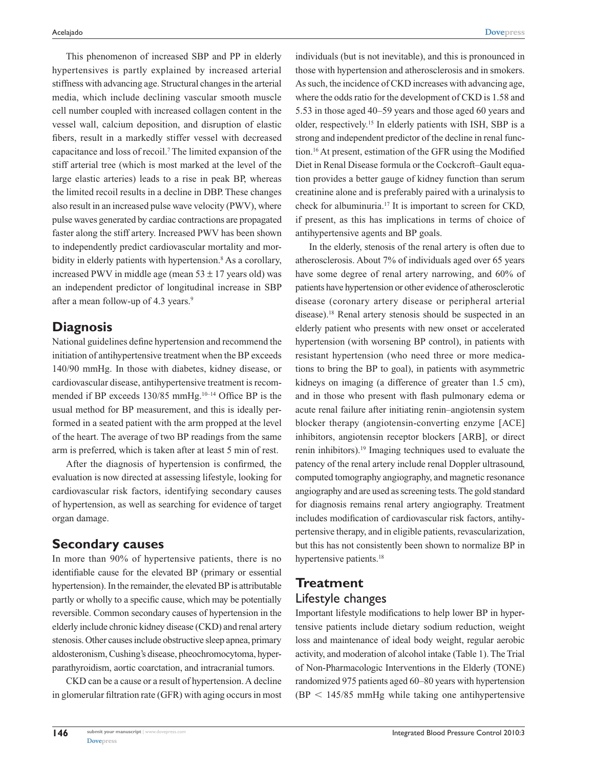This phenomenon of increased SBP and PP in elderly hypertensives is partly explained by increased arterial stiffness with advancing age. Structural changes in the arterial media, which include declining vascular smooth muscle cell number coupled with increased collagen content in the vessel wall, calcium deposition, and disruption of elastic fibers, result in a markedly stiffer vessel with decreased capacitance and loss of recoil.[7] The limited expansion of the stiff arterial tree (which is most marked at the level of the large elastic arteries) leads to a rise in peak BP, whereas the limited recoil results in a decline in DBP. These changes also result in an increased pulse wave velocity (PWV), where pulse waves generated by cardiac contractions are propagated faster along the stiff artery. Increased PWV has been shown to independently predict cardiovascular mortality and morbidity in elderly patients with hypertension.[8] As a corollary, increased PWV in middle age (mean $53 \pm 17$ years old) was an independent predictor of longitudinal increase in SBP after a mean follow-up of 4.3 years.[9]

## Diagnosis

National guidelines define hypertension and recommend the initiation of antihypertensive treatment when the BP exceeds 140/90 mmHg. In those with diabetes, kidney disease, or cardiovascular disease, antihypertensive treatment is recommended if BP exceeds 130/85 mmHg.[10–14] Office BP is the usual method for BP measurement, and this is ideally performed in a seated patient with the arm propped at the level of the heart. The average of two BP readings from the same arm is preferred, which is taken after at least 5 min of rest.

After the diagnosis of hypertension is confirmed, the evaluation is now directed at assessing lifestyle, looking for cardiovascular risk factors, identifying secondary causes of hypertension, as well as searching for evidence of target organ damage.

## Secondary causes

In more than 90% of hypertensive patients, there is no identifiable cause for the elevated BP (primary or essential hypertension). In the remainder, the elevated BP is attributable partly or wholly to a specific cause, which may be potentially reversible. Common secondary causes of hypertension in the elderly include chronic kidney disease (CKD) and renal artery stenosis. Other causes include obstructive sleep apnea, primary aldosteronism, Cushing's disease, pheochromocytoma, hyperparathyroidism, aortic coarctation, and intracranial tumors.

CKD can be a cause or a result of hypertension. A decline in glomerular filtration rate (GFR) with aging occurs in most individuals (but is not inevitable), and this is pronounced in those with hypertension and atherosclerosis and in smokers. As such, the incidence of CKD increases with advancing age, where the odds ratio for the development of CKD is 1.58 and 5.53 in those aged 40–59 years and those aged 60 years and older, respectively.[15] In elderly patients with ISH, SBP is a strong and independent predictor of the decline in renal function.[16] At present, estimation of the GFR using the Modified Diet in Renal Disease formula or the Cockcroft–Gault equation provides a better gauge of kidney function than serum creatinine alone and is preferably paired with a urinalysis to check for albuminuria.[17] It is important to screen for CKD, if present, as this has implications in terms of choice of antihypertensive agents and BP goals.

In the elderly, stenosis of the renal artery is often due to atherosclerosis. About 7% of individuals aged over 65 years have some degree of renal artery narrowing, and 60% of patients have hypertension or other evidence of atherosclerotic disease (coronary artery disease or peripheral arterial disease).[18] Renal artery stenosis should be suspected in an elderly patient who presents with new onset or accelerated hypertension (with worsening BP control), in patients with resistant hypertension (who need three or more medications to bring the BP to goal), in patients with asymmetric kidneys on imaging (a difference of greater than 1.5 cm), and in those who present with flash pulmonary edema or acute renal failure after initiating renin–angiotensin system blocker therapy (angiotensin-converting enzyme [ACE] inhibitors, angiotensin receptor blockers [ARB], or direct renin inhibitors).[19] Imaging techniques used to evaluate the patency of the renal artery include renal Doppler ultrasound, computed tomography angiography, and magnetic resonance angiography and are used as screening tests. The gold standard for diagnosis remains renal artery angiography. Treatment includes modification of cardiovascular risk factors, antihypertensive therapy, and in eligible patients, revascularization, but this has not consistently been shown to normalize BP in hypertensive patients.[18]

## Treatment

### Lifestyle changes

Important lifestyle modifications to help lower BP in hypertensive patients include dietary sodium reduction, weight loss and maintenance of ideal body weight, regular aerobic activity, and moderation of alcohol intake (Table 1). The Trial of Non-Pharmacologic Interventions in the Elderly (TONE) randomized 975 patients aged 60–80 years with hypertension (BP < 145/85 mmHg while taking one antihypertensive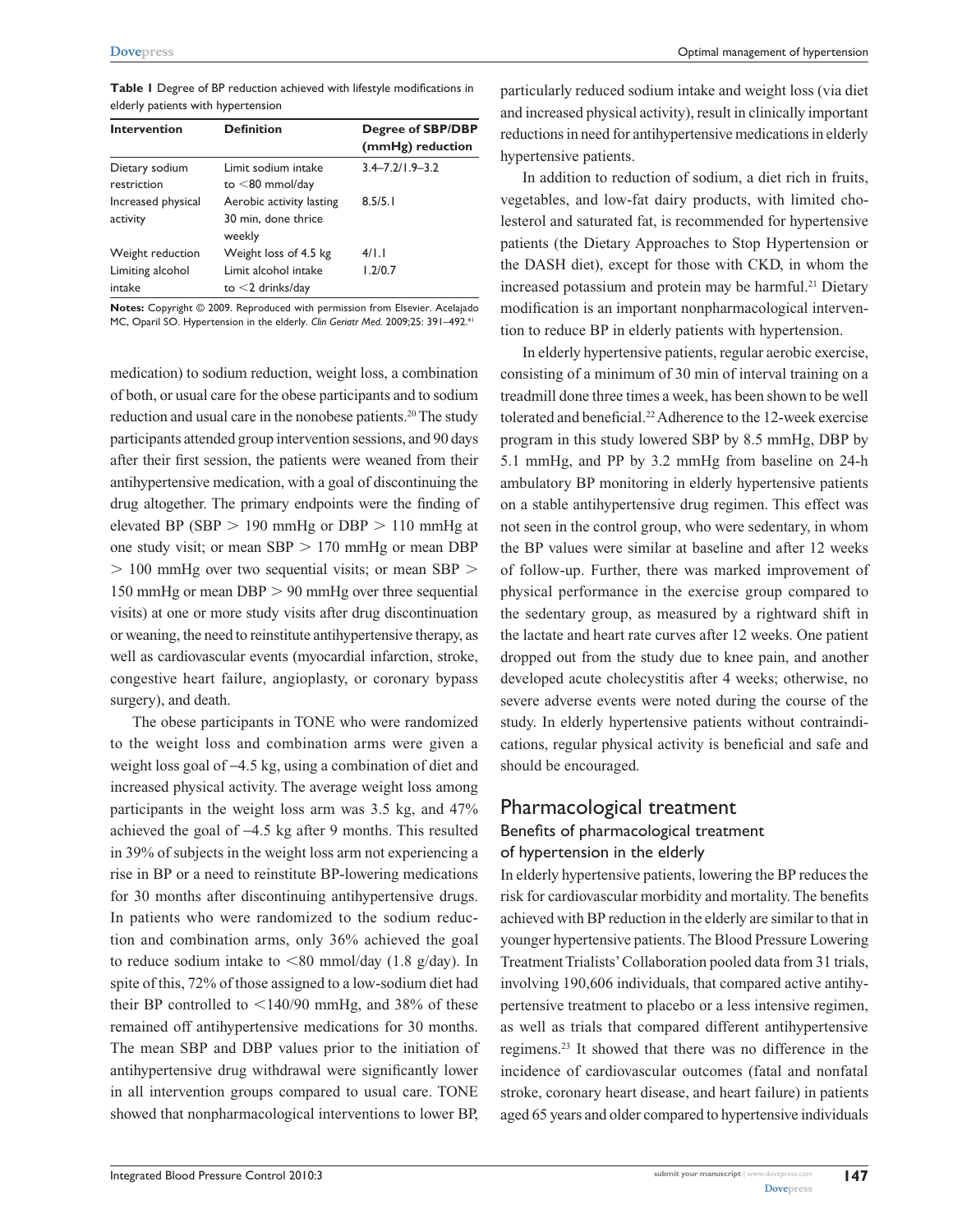**Table 1** Degree of BP reduction achieved with lifestyle modifications in elderly patients with hypertension

| Intervention | Definition | Degree of SBP/DBP (mmHg) reduction |
|---|---|---|
| Dietary sodium restriction | Limit sodium intake to <80 mmol/day | 3.4–7.2/1.9–3.2 |
| Increased physical activity | Aerobic activity lasting 30 min, done thrice weekly | 8.5/5.1 |
| Weight reduction | Weight loss of 4.5 kg | 4/1.1 |
| Limiting alcohol intake | Limit alcohol intake to <2 drinks/day | 1.2/0.7 |

**Notes:** Copyright © 2009. Reproduced with permission from Elsevier. Acelajado MC, Oparil SO. Hypertension in the elderly. *Clin Geriatr Med.* 2009;25: 391–492.[41]

medication) to sodium reduction, weight loss, a combination of both, or usual care for the obese participants and to sodium reduction and usual care in the nonobese patients.[20] The study participants attended group intervention sessions, and 90 days after their first session, the patients were weaned from their antihypertensive medication, with a goal of discontinuing the drug altogether. The primary endpoints were the finding of elevated BP (SBP > 190 mmHg or DBP > 110 mmHg at one study visit; or mean SBP > 170 mmHg or mean DBP > 100 mmHg over two sequential visits; or mean SBP > 150 mmHg or mean DBP > 90 mmHg over three sequential visits) at one or more study visits after drug discontinuation or weaning, the need to reinstitute antihypertensive therapy, as well as cardiovascular events (myocardial infarction, stroke, congestive heart failure, angioplasty, or coronary bypass surgery), and death.

The obese participants in TONE who were randomized to the weight loss and combination arms were given a weight loss goal of –4.5 kg, using a combination of diet and increased physical activity. The average weight loss among participants in the weight loss arm was 3.5 kg, and 47% achieved the goal of –4.5 kg after 9 months. This resulted in 39% of subjects in the weight loss arm not experiencing a rise in BP or a need to reinstitute BP-lowering medications for 30 months after discontinuing antihypertensive drugs. In patients who were randomized to the sodium reduction and combination arms, only 36% achieved the goal to reduce sodium intake to <80 mmol/day (1.8 g/day). In spite of this, 72% of those assigned to a low-sodium diet had their BP controlled to <140/90 mmHg, and 38% of these remained off antihypertensive medications for 30 months. The mean SBP and DBP values prior to the initiation of antihypertensive drug withdrawal were significantly lower in all intervention groups compared to usual care. TONE showed that nonpharmacological interventions to lower BP, particularly reduced sodium intake and weight loss (via diet and increased physical activity), result in clinically important reductions in need for antihypertensive medications in elderly hypertensive patients.

In addition to reduction of sodium, a diet rich in fruits, vegetables, and low-fat dairy products, with limited cholesterol and saturated fat, is recommended for hypertensive patients (the Dietary Approaches to Stop Hypertension or the DASH diet), except for those with CKD, in whom the increased potassium and protein may be harmful.[21] Dietary modification is an important nonpharmacological intervention to reduce BP in elderly patients with hypertension.

In elderly hypertensive patients, regular aerobic exercise, consisting of a minimum of 30 min of interval training on a treadmill done three times a week, has been shown to be well tolerated and beneficial.[22] Adherence to the 12-week exercise program in this study lowered SBP by 8.5 mmHg, DBP by 5.1 mmHg, and PP by 3.2 mmHg from baseline on 24-h ambulatory BP monitoring in elderly hypertensive patients on a stable antihypertensive drug regimen. This effect was not seen in the control group, who were sedentary, in whom the BP values were similar at baseline and after 12 weeks of follow-up. Further, there was marked improvement of physical performance in the exercise group compared to the sedentary group, as measured by a rightward shift in the lactate and heart rate curves after 12 weeks. One patient dropped out from the study due to knee pain, and another developed acute cholecystitis after 4 weeks; otherwise, no severe adverse events were noted during the course of the study. In elderly hypertensive patients without contraindications, regular physical activity is beneficial and safe and should be encouraged.

## Pharmacological treatment

### Benefits of pharmacological treatment of hypertension in the elderly

In elderly hypertensive patients, lowering the BP reduces the risk for cardiovascular morbidity and mortality. The benefits achieved with BP reduction in the elderly are similar to that in younger hypertensive patients. The Blood Pressure Lowering Treatment Trialists' Collaboration pooled data from 31 trials, involving 190,606 individuals, that compared active antihypertensive treatment to placebo or a less intensive regimen, as well as trials that compared different antihypertensive regimens.[23] It showed that there was no difference in the incidence of cardiovascular outcomes (fatal and nonfatal stroke, coronary heart disease, and heart failure) in patients aged 65 years and older compared to hypertensive individuals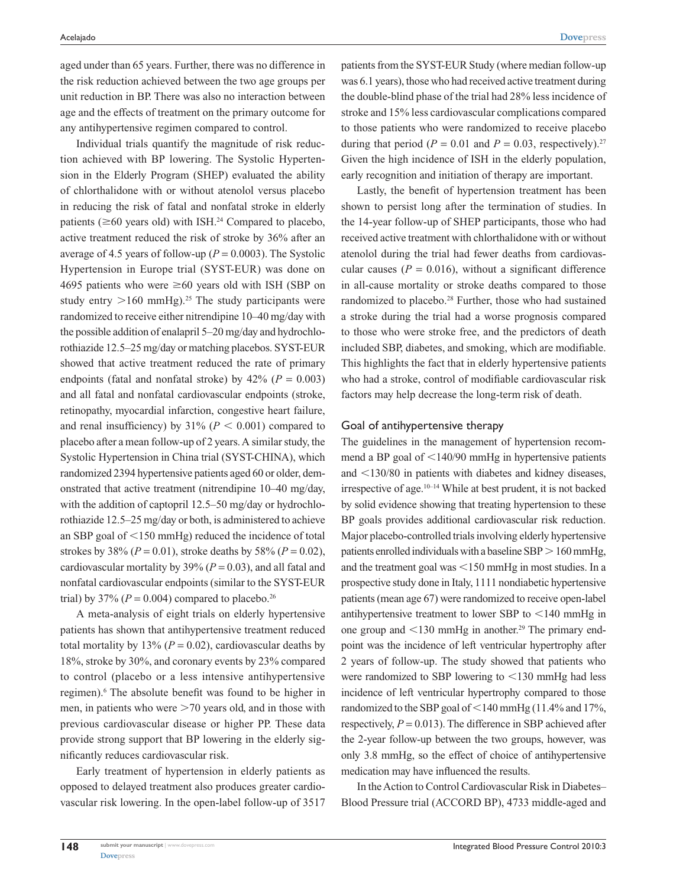aged under than 65 years. Further, there was no difference in the risk reduction achieved between the two age groups per unit reduction in BP. There was also no interaction between age and the effects of treatment on the primary outcome for any antihypertensive regimen compared to control.

Individual trials quantify the magnitude of risk reduction achieved with BP lowering. The Systolic Hypertension in the Elderly Program (SHEP) evaluated the ability of chlorthalidone with or without atenolol versus placebo in reducing the risk of fatal and nonfatal stroke in elderly patients (≥60 years old) with ISH.[24] Compared to placebo, active treatment reduced the risk of stroke by 36% after an average of 4.5 years of follow-up ($P = 0.0003$). The Systolic Hypertension in Europe trial (SYST-EUR) was done on 4695 patients who were ≥60 years old with ISH (SBP on study entry >160 mmHg).[25] The study participants were randomized to receive either nitrendipine 10–40 mg/day with the possible addition of enalapril 5–20 mg/day and hydrochlorothiazide 12.5–25 mg/day or matching placebos. SYST-EUR showed that active treatment reduced the rate of primary endpoints (fatal and nonfatal stroke) by 42% ($P = 0.003$) and all fatal and nonfatal cardiovascular endpoints (stroke, retinopathy, myocardial infarction, congestive heart failure, and renal insufficiency) by 31% ($P < 0.001$) compared to placebo after a mean follow-up of 2 years. A similar study, the Systolic Hypertension in China trial (SYST-CHINA), which randomized 2394 hypertensive patients aged 60 or older, demonstrated that active treatment (nitrendipine 10–40 mg/day, with the addition of captopril 12.5–50 mg/day or hydrochlorothiazide 12.5–25 mg/day or both, is administered to achieve an SBP goal of <150 mmHg) reduced the incidence of total strokes by 38% ($P = 0.01$), stroke deaths by 58% ($P = 0.02$), cardiovascular mortality by 39% ($P = 0.03$), and all fatal and nonfatal cardiovascular endpoints (similar to the SYST-EUR trial) by 37% ($P = 0.004$) compared to placebo.[26]

A meta-analysis of eight trials on elderly hypertensive patients has shown that antihypertensive treatment reduced total mortality by 13% ($P = 0.02$), cardiovascular deaths by 18%, stroke by 30%, and coronary events by 23% compared to control (placebo or a less intensive antihypertensive regimen).[6] The absolute benefit was found to be higher in men, in patients who were >70 years old, and in those with previous cardiovascular disease or higher PP. These data provide strong support that BP lowering in the elderly significantly reduces cardiovascular risk.

Early treatment of hypertension in elderly patients as opposed to delayed treatment also produces greater cardiovascular risk lowering. In the open-label follow-up of 3517 patients from the SYST-EUR Study (where median follow-up was 6.1 years), those who had received active treatment during the double-blind phase of the trial had 28% less incidence of stroke and 15% less cardiovascular complications compared to those patients who were randomized to receive placebo during that period ($P = 0.01$ and $P = 0.03$, respectively).[27] Given the high incidence of ISH in the elderly population, early recognition and initiation of therapy are important.

Lastly, the benefit of hypertension treatment has been shown to persist long after the termination of studies. In the 14-year follow-up of SHEP participants, those who had received active treatment with chlorthalidone with or without atenolol during the trial had fewer deaths from cardiovascular causes ($P = 0.016$), without a significant difference in all-cause mortality or stroke deaths compared to those randomized to placebo.[28] Further, those who had sustained a stroke during the trial had a worse prognosis compared to those who were stroke free, and the predictors of death included SBP, diabetes, and smoking, which are modifiable. This highlights the fact that in elderly hypertensive patients who had a stroke, control of modifiable cardiovascular risk factors may help decrease the long-term risk of death.

## Goal of antihypertensive therapy

The guidelines in the management of hypertension recommend a BP goal of <140/90 mmHg in hypertensive patients and <130/80 in patients with diabetes and kidney diseases, irrespective of age.[10–14] While at best prudent, it is not backed by solid evidence showing that treating hypertension to these BP goals provides additional cardiovascular risk reduction. Major placebo-controlled trials involving elderly hypertensive patients enrolled individuals with a baseline SBP > 160 mmHg, and the treatment goal was <150 mmHg in most studies. In a prospective study done in Italy, 1111 nondiabetic hypertensive patients (mean age 67) were randomized to receive open-label antihypertensive treatment to lower SBP to <140 mmHg in one group and <130 mmHg in another.[29] The primary endpoint was the incidence of left ventricular hypertrophy after 2 years of follow-up. The study showed that patients who were randomized to SBP lowering to <130 mmHg had less incidence of left ventricular hypertrophy compared to those randomized to the SBP goal of <140 mmHg (11.4% and 17%, respectively, $P = 0.013$). The difference in SBP achieved after the 2-year follow-up between the two groups, however, was only 3.8 mmHg, so the effect of choice of antihypertensive medication may have influenced the results.

In the Action to Control Cardiovascular Risk in Diabetes–Blood Pressure trial (ACCORD BP), 4733 middle-aged and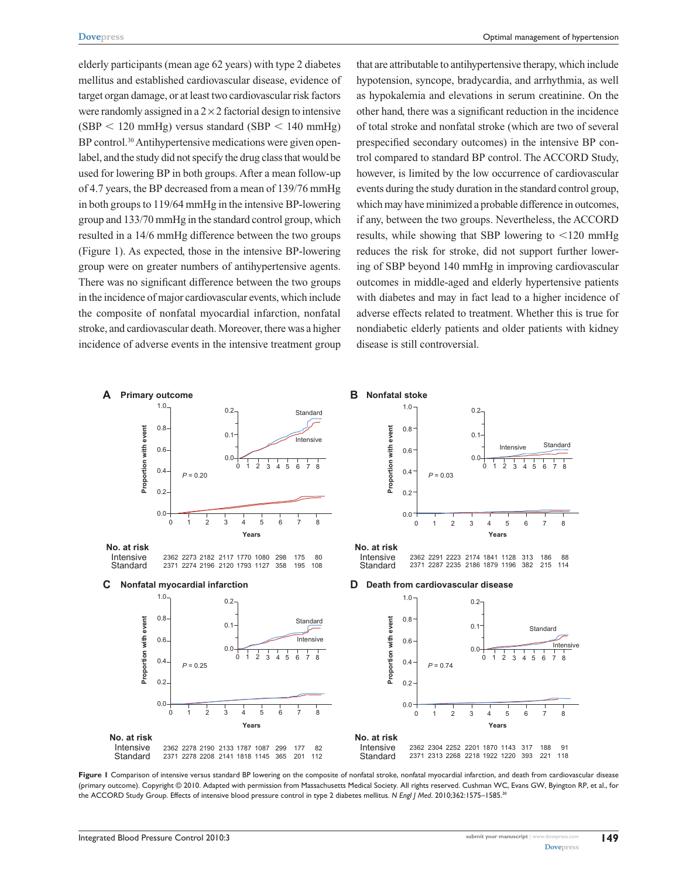elderly participants (mean age 62 years) with type 2 diabetes mellitus and established cardiovascular disease, evidence of target organ damage, or at least two cardiovascular risk factors were randomly assigned in a $2 \times 2$ factorial design to intensive (SBP < 120 mmHg) versus standard (SBP < 140 mmHg) BP control.[30] Antihypertensive medications were given open-label, and the study did not specify the drug class that would be used for lowering BP in both groups. After a mean follow-up of 4.7 years, the BP decreased from a mean of 139/76 mmHg in both groups to 119/64 mmHg in the intensive BP-lowering group and 133/70 mmHg in the standard control group, which resulted in a 14/6 mmHg difference between the two groups (Figure 1). As expected, those in the intensive BP-lowering group were on greater numbers of antihypertensive agents. There was no significant difference between the two groups in the incidence of major cardiovascular events, which include the composite of nonfatal myocardial infarction, nonfatal stroke, and cardiovascular death. Moreover, there was a higher incidence of adverse events in the intensive treatment group that are attributable to antihypertensive therapy, which include hypotension, syncope, bradycardia, and arrhythmia, as well as hypokalemia and elevations in serum creatinine. On the other hand, there was a significant reduction in the incidence of total stroke and nonfatal stroke (which are two of several prespecified secondary outcomes) in the intensive BP control compared to standard BP control. The ACCORD Study, however, is limited by the low occurrence of cardiovascular events during the study duration in the standard control group, which may have minimized a probable difference in outcomes, if any, between the two groups. Nevertheless, the ACCORD results, while showing that SBP lowering to <120 mmHg reduces the risk for stroke, did not support further lowering of SBP beyond 140 mmHg in improving cardiovascular outcomes in middle-aged and elderly hypertensive patients with diabetes and may in fact lead to a higher incidence of adverse effects related to treatment. Whether this is true for nondiabetic elderly patients and older patients with kidney disease is still controversial.

**A Primary outcome** ($P = 0.20$)

| No. at risk | 0 | 1 | 2 | 3 | 4 | 5 | 6 | 7 | 8 |
|---|---|---|---|---|---|---|---|---|---|
| Intensive | 2362 | 2273 | 2182 | 2117 | 1770 | 1080 | 298 | 175 | 80 |
| Standard | 2371 | 2274 | 2196 | 2120 | 1793 | 1127 | 358 | 195 | 108 |

**B Nonfatal stoke** ($P = 0.03$)

| No. at risk | 0 | 1 | 2 | 3 | 4 | 5 | 6 | 7 | 8 |
|---|---|---|---|---|---|---|---|---|---|
| Intensive | 2362 | 2291 | 2223 | 2174 | 1841 | 1128 | 313 | 186 | 88 |
| Standard | 2371 | 2287 | 2235 | 2186 | 1879 | 1196 | 382 | 215 | 114 |

**C Nonfatal myocardial infarction** ($P = 0.25$)

| No. at risk | 0 | 1 | 2 | 3 | 4 | 5 | 6 | 7 | 8 |
|---|---|---|---|---|---|---|---|---|---|
| Intensive | 2362 | 2278 | 2190 | 2133 | 1787 | 1087 | 299 | 177 | 82 |
| Standard | 2371 | 2278 | 2208 | 2141 | 1818 | 1145 | 365 | 201 | 112 |

**D Death from cardiovascular disease** ($P = 0.74$)

| No. at risk | 0 | 1 | 2 | 3 | 4 | 5 | 6 | 7 | 8 |
|---|---|---|---|---|---|---|---|---|---|
| Intensive | 2362 | 2304 | 2252 | 2201 | 1870 | 1143 | 317 | 188 | 91 |
| Standard | 2371 | 2313 | 2268 | 2218 | 1922 | 1220 | 393 | 221 | 118 |

**Figure 1** Comparison of intensive versus standard BP lowering on the composite of nonfatal stroke, nonfatal myocardial infarction, and death from cardiovascular disease (primary outcome). Copyright © 2010. Adapted with permission from Massachusetts Medical Society. All rights reserved. Cushman WC, Evans GW, Byington RP, et al., for the ACCORD Study Group. Effects of intensive blood pressure control in type 2 diabetes mellitus. *N Engl J Med*. 2010;362:1575–1585.[30]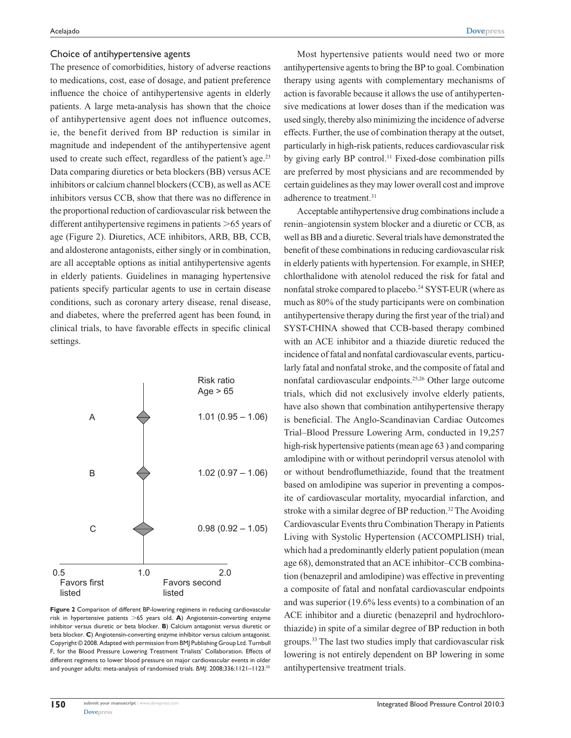### Choice of antihypertensive agents

The presence of comorbidities, history of adverse reactions to medications, cost, ease of dosage, and patient preference influence the choice of antihypertensive agents in elderly patients. A large meta-analysis has shown that the choice of antihypertensive agent does not influence outcomes, ie, the benefit derived from BP reduction is similar in magnitude and independent of the antihypertensive agent used to create such effect, regardless of the patient's age.[23] Data comparing diuretics or beta blockers (BB) versus ACE inhibitors or calcium channel blockers (CCB), as well as ACE inhibitors versus CCB, show that there was no difference in the proportional reduction of cardiovascular risk between the different antihypertensive regimens in patients >65 years of age (Figure 2). Diuretics, ACE inhibitors, ARB, BB, CCB, and aldosterone antagonists, either singly or in combination, are all acceptable options as initial antihypertensive agents in elderly patients. Guidelines in managing hypertensive patients specify particular agents to use in certain disease conditions, such as coronary artery disease, renal disease, and diabetes, where the preferred agent has been found, in clinical trials, to have favorable effects in specific clinical settings.

| | Risk ratio Age > 65 |
|---|---|
| A | 1.01 (0.95 – 1.06) |
| B | 1.02 (0.97 – 1.06) |
| C | 0.98 (0.92 – 1.05) |

0.5 — 1.0 — 2.0
Favors first listed | Favors second listed

**Figure 2** Comparison of different BP-lowering regimens in reducing cardiovascular risk in hypertensive patients >65 years old. **A**) Angiotensin-converting enzyme inhibitor versus diuretic or beta blocker. **B**) Calcium antagonist versus diuretic or beta blocker. **C**) Angiotensin-converting enzyme inhibitor versus calcium antagonist. Copyright © 2008. Adapted with permission from BMJ Publishing Group Ltd. Turnbull F, for the Blood Pressure Lowering Treatment Trialists' Collaboration. Effects of different regimens to lower blood pressure on major cardiovascular events in older and younger adults: meta-analysis of randomised trials. *BMJ*. 2008;336:1121–1123.[23]

Most hypertensive patients would need two or more antihypertensive agents to bring the BP to goal. Combination therapy using agents with complementary mechanisms of action is favorable because it allows the use of antihypertensive medications at lower doses than if the medication was used singly, thereby also minimizing the incidence of adverse effects. Further, the use of combination therapy at the outset, particularly in high-risk patients, reduces cardiovascular risk by giving early BP control.[11] Fixed-dose combination pills are preferred by most physicians and are recommended by certain guidelines as they may lower overall cost and improve adherence to treatment.[31]

Acceptable antihypertensive drug combinations include a renin–angiotensin system blocker and a diuretic or CCB, as well as BB and a diuretic. Several trials have demonstrated the benefit of these combinations in reducing cardiovascular risk in elderly patients with hypertension. For example, in SHEP, chlorthalidone with atenolol reduced the risk for fatal and nonfatal stroke compared to placebo.[24] SYST-EUR (where as much as 80% of the study participants were on combination antihypertensive therapy during the first year of the trial) and SYST-CHINA showed that CCB-based therapy combined with an ACE inhibitor and a thiazide diuretic reduced the incidence of fatal and nonfatal cardiovascular events, particularly fatal and nonfatal stroke, and the composite of fatal and nonfatal cardiovascular endpoints.[25,26] Other large outcome trials, which did not exclusively involve elderly patients, have also shown that combination antihypertensive therapy is beneficial. The Anglo-Scandinavian Cardiac Outcomes Trial–Blood Pressure Lowering Arm, conducted in 19,257 high-risk hypertensive patients (mean age 63 ) and comparing amlodipine with or without perindopril versus atenolol with or without bendroflumethiazide, found that the treatment based on amlodipine was superior in preventing a composite of cardiovascular mortality, myocardial infarction, and stroke with a similar degree of BP reduction.[32] The Avoiding Cardiovascular Events thru Combination Therapy in Patients Living with Systolic Hypertension (ACCOMPLISH) trial, which had a predominantly elderly patient population (mean age 68), demonstrated that an ACE inhibitor–CCB combination (benazepril and amlodipine) was effective in preventing a composite of fatal and nonfatal cardiovascular endpoints and was superior (19.6% less events) to a combination of an ACE inhibitor and a diuretic (benazepril and hydrochlorothiazide) in spite of a similar degree of BP reduction in both groups.[33] The last two studies imply that cardiovascular risk lowering is not entirely dependent on BP lowering in some antihypertensive treatment trials.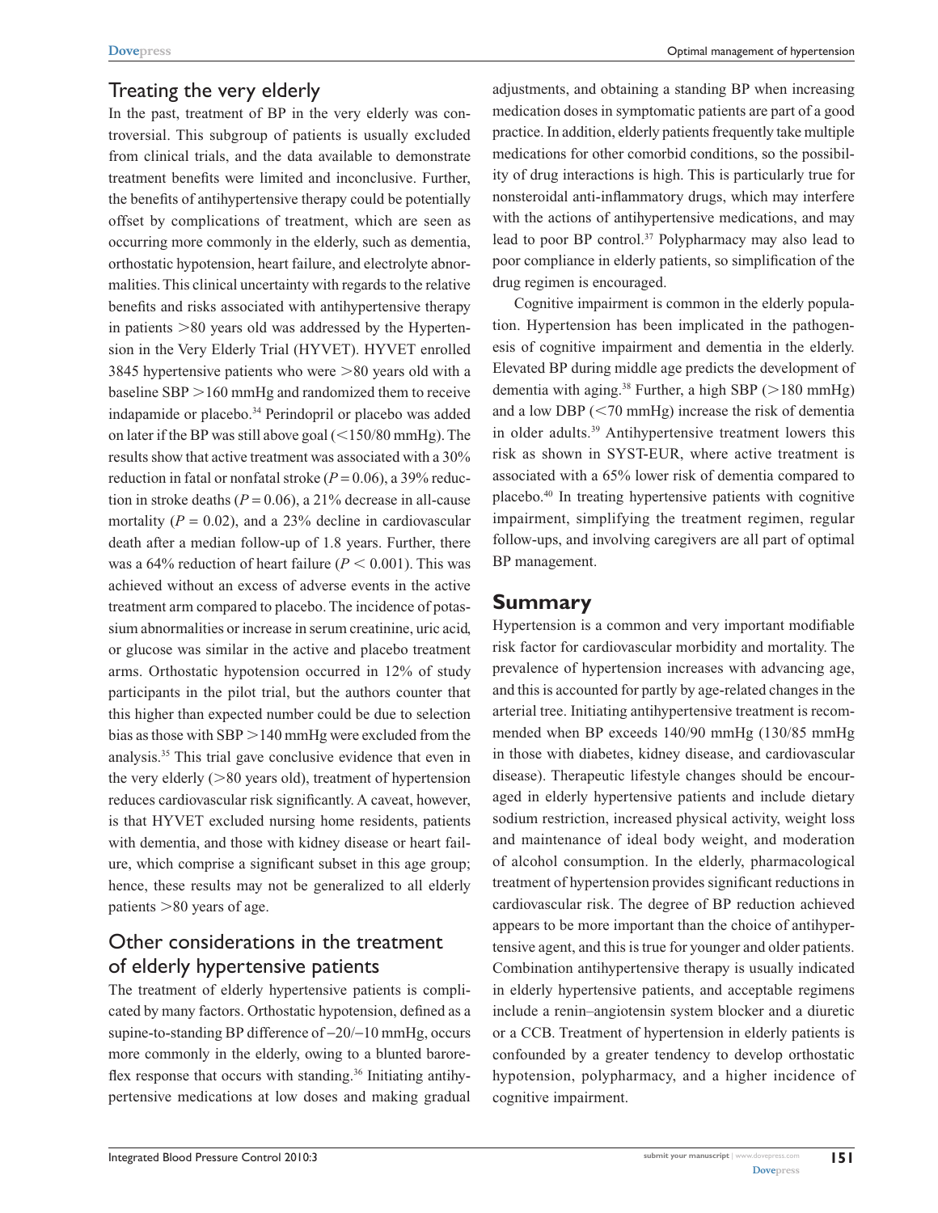## Treating the very elderly

In the past, treatment of BP in the very elderly was controversial. This subgroup of patients is usually excluded from clinical trials, and the data available to demonstrate treatment benefits were limited and inconclusive. Further, the benefits of antihypertensive therapy could be potentially offset by complications of treatment, which are seen as occurring more commonly in the elderly, such as dementia, orthostatic hypotension, heart failure, and electrolyte abnormalities. This clinical uncertainty with regards to the relative benefits and risks associated with antihypertensive therapy in patients >80 years old was addressed by the Hypertension in the Very Elderly Trial (HYVET). HYVET enrolled 3845 hypertensive patients who were >80 years old with a baseline SBP >160 mmHg and randomized them to receive indapamide or placebo.[34] Perindopril or placebo was added on later if the BP was still above goal (<150/80 mmHg). The results show that active treatment was associated with a 30% reduction in fatal or nonfatal stroke ($P = 0.06$), a 39% reduction in stroke deaths ($P = 0.06$), a 21% decrease in all-cause mortality ($P = 0.02$), and a 23% decline in cardiovascular death after a median follow-up of 1.8 years. Further, there was a 64% reduction of heart failure ($P < 0.001$). This was achieved without an excess of adverse events in the active treatment arm compared to placebo. The incidence of potassium abnormalities or increase in serum creatinine, uric acid, or glucose was similar in the active and placebo treatment arms. Orthostatic hypotension occurred in 12% of study participants in the pilot trial, but the authors counter that this higher than expected number could be due to selection bias as those with SBP >140 mmHg were excluded from the analysis.[35] This trial gave conclusive evidence that even in the very elderly (>80 years old), treatment of hypertension reduces cardiovascular risk significantly. A caveat, however, is that HYVET excluded nursing home residents, patients with dementia, and those with kidney disease or heart failure, which comprise a significant subset in this age group; hence, these results may not be generalized to all elderly patients >80 years of age.

## Other considerations in the treatment of elderly hypertensive patients

The treatment of elderly hypertensive patients is complicated by many factors. Orthostatic hypotension, defined as a supine-to-standing BP difference of −20/−10 mmHg, occurs more commonly in the elderly, owing to a blunted baroreflex response that occurs with standing.[36] Initiating antihypertensive medications at low doses and making gradual adjustments, and obtaining a standing BP when increasing medication doses in symptomatic patients are part of a good practice. In addition, elderly patients frequently take multiple medications for other comorbid conditions, so the possibility of drug interactions is high. This is particularly true for nonsteroidal anti-inflammatory drugs, which may interfere with the actions of antihypertensive medications, and may lead to poor BP control.[37] Polypharmacy may also lead to poor compliance in elderly patients, so simplification of the drug regimen is encouraged.

Cognitive impairment is common in the elderly population. Hypertension has been implicated in the pathogenesis of cognitive impairment and dementia in the elderly. Elevated BP during middle age predicts the development of dementia with aging.[38] Further, a high SBP (>180 mmHg) and a low DBP (<70 mmHg) increase the risk of dementia in older adults.[39] Antihypertensive treatment lowers this risk as shown in SYST-EUR, where active treatment is associated with a 65% lower risk of dementia compared to placebo.[40] In treating hypertensive patients with cognitive impairment, simplifying the treatment regimen, regular follow-ups, and involving caregivers are all part of optimal BP management.

## Summary

Hypertension is a common and very important modifiable risk factor for cardiovascular morbidity and mortality. The prevalence of hypertension increases with advancing age, and this is accounted for partly by age-related changes in the arterial tree. Initiating antihypertensive treatment is recommended when BP exceeds 140/90 mmHg (130/85 mmHg in those with diabetes, kidney disease, and cardiovascular disease). Therapeutic lifestyle changes should be encouraged in elderly hypertensive patients and include dietary sodium restriction, increased physical activity, weight loss and maintenance of ideal body weight, and moderation of alcohol consumption. In the elderly, pharmacological treatment of hypertension provides significant reductions in cardiovascular risk. The degree of BP reduction achieved appears to be more important than the choice of antihypertensive agent, and this is true for younger and older patients. Combination antihypertensive therapy is usually indicated in elderly hypertensive patients, and acceptable regimens include a renin–angiotensin system blocker and a diuretic or a CCB. Treatment of hypertension in elderly patients is confounded by a greater tendency to develop orthostatic hypotension, polypharmacy, and a higher incidence of cognitive impairment.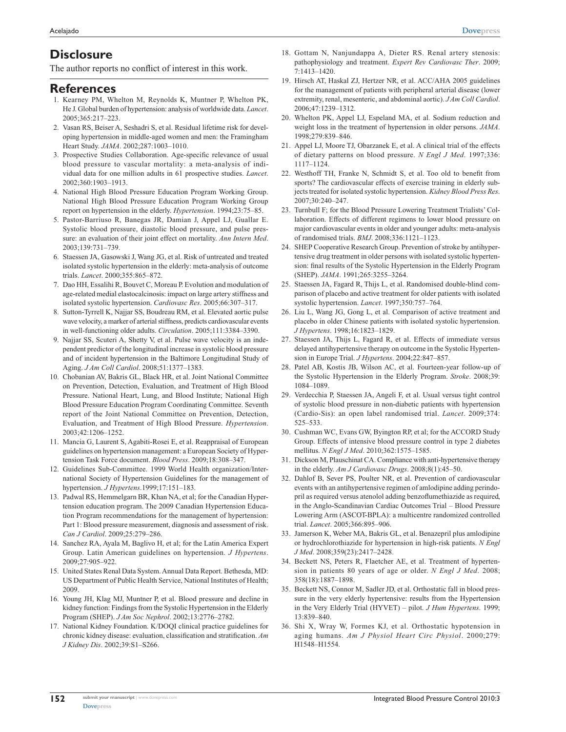## Disclosure

The author reports no conflict of interest in this work.

## References

1. Kearney PM, Whelton M, Reynolds K, Muntner P, Whelton PK, He J. Global burden of hypertension: analysis of worldwide data. *Lancet*. 2005;365:217–223.
2. Vasan RS, Beiser A, Seshadri S, et al. Residual lifetime risk for developing hypertension in middle-aged women and men: the Framingham Heart Study. *JAMA*. 2002;287:1003–1010.
3. Prospective Studies Collaboration. Age-specific relevance of usual blood pressure to vascular mortality: a meta-analysis of individual data for one million adults in 61 prospective studies. *Lancet*. 2002;360:1903–1913.
4. National High Blood Pressure Education Program Working Group. National High Blood Pressure Education Program Working Group report on hypertension in the elderly. *Hypertension*. 1994;23:75–85.
5. Pastor-Barriuso R, Banegas JR, Damian J, Appel LJ, Guallar E. Systolic blood pressure, diastolic blood pressure, and pulse pressure: an evaluation of their joint effect on mortality. *Ann Intern Med*. 2003;139:731–739.
6. Staessen JA, Gasowski J, Wang JG, et al. Risk of untreated and treated isolated systolic hypertension in the elderly: meta-analysis of outcome trials. *Lancet*. 2000;355:865–872.
7. Dao HH, Essalihi R, Bouvet C, Moreau P. Evolution and modulation of age-related medial elastocalcinosis: impact on large artery stiffness and isolated systolic hypertension. *Cardiovasc Res*. 2005;66:307–317.
8. Sutton-Tyrrell K, Najjar SS, Boudreau RM, et al. Elevated aortic pulse wave velocity, a marker of arterial stiffness, predicts cardiovascular events in well-functioning older adults. *Circulation*. 2005;111:3384–3390.
9. Najjar SS, Scuteri A, Shetty V, et al. Pulse wave velocity is an independent predictor of the longitudinal increase in systolic blood pressure and of incident hypertension in the Baltimore Longitudinal Study of Aging. *J Am Coll Cardiol*. 2008;51:1377–1383.
10. Chobanian AV, Bakris GL, Black HR, et al. Joint National Committee on Prevention, Detection, Evaluation, and Treatment of High Blood Pressure. National Heart, Lung, and Blood Institute; National High Blood Pressure Education Program Coordinating Committee. Seventh report of the Joint National Committee on Prevention, Detection, Evaluation, and Treatment of High Blood Pressure. *Hypertension*. 2003;42:1206–1252.
11. Mancia G, Laurent S, Agabiti-Rosei E, et al. Reappraisal of European guidelines on hypertension management: a European Society of Hypertension Task Force document. *Blood Press*. 2009;18:308–347.
12. Guidelines Sub-Committee. 1999 World Health organization/International Society of Hypertension Guidelines for the management of hypertension. *J Hypertens*.1999;17:151–183.
13. Padwal RS, Hemmelgarn BR, Khan NA, et al; for the Canadian Hypertension education program. The 2009 Canadian Hypertension Education Program recommendations for the management of hypertension: Part 1: Blood pressure measurement, diagnosis and assessment of risk. *Can J Cardiol*. 2009;25:279–286.
14. Sanchez RA, Ayala M, Baglivo H, et al; for the Latin America Expert Group. Latin American guidelines on hypertension. *J Hypertens*. 2009;27:905–922.
15. United States Renal Data System. Annual Data Report. Bethesda, MD: US Department of Public Health Service, National Institutes of Health; 2009.
16. Young JH, Klag MJ, Muntner P, et al. Blood pressure and decline in kidney function: Findings from the Systolic Hypertension in the Elderly Program (SHEP). *J Am Soc Nephrol*. 2002;13:2776–2782.
17. National Kidney Foundation. K/DOQI clinical practice guidelines for chronic kidney disease: evaluation, classification and stratification. *Am J Kidney Dis*. 2002;39:S1–S266.
18. Gottam N, Nanjundappa A, Dieter RS. Renal artery stenosis: pathophysiology and treatment. *Expert Rev Cardiovasc Ther*. 2009; 7:1413–1420.
19. Hirsch AT, Haskal ZJ, Hertzer NR, et al. ACC/AHA 2005 guidelines for the management of patients with peripheral arterial disease (lower extremity, renal, mesenteric, and abdominal aortic). *J Am Coll Cardiol*. 2006;47:1239–1312.
20. Whelton PK, Appel LJ, Espeland MA, et al. Sodium reduction and weight loss in the treatment of hypertension in older persons. *JAMA*. 1998;279:839–846.
21. Appel LJ, Moore TJ, Obarzanek E, et al. A clinical trial of the effects of dietary patterns on blood pressure. *N Engl J Med*. 1997;336: 1117–1124.
22. Westhoff TH, Franke N, Schmidt S, et al. Too old to benefit from sports? The cardiovascular effects of exercise training in elderly subjects treated for isolated systolic hypertension. *Kidney Blood Press Res*. 2007;30:240–247.
23. Turnbull F; for the Blood Pressure Lowering Treatment Trialists' Collaboration. Effects of different regimens to lower blood pressure on major cardiovascular events in older and younger adults: meta-analysis of randomised trials. *BMJ*. 2008;336:1121–1123.
24. SHEP Cooperative Research Group. Prevention of stroke by antihypertensive drug treatment in older persons with isolated systolic hypertension: final results of the Systolic Hypertension in the Elderly Program (SHEP). *JAMA*. 1991;265:3255–3264.
25. Staessen JA, Fagard R, Thijs L, et al. Randomised double-blind comparison of placebo and active treatment for older patients with isolated systolic hypertension. *Lancet*. 1997;350:757–764.
26. Liu L, Wang JG, Gong L, et al. Comparison of active treatment and placebo in older Chinese patients with isolated systolic hypertension. *J Hypertens*. 1998;16:1823–1829.
27. Staessen JA, Thijs L, Fagard R, et al. Effects of immediate versus delayed antihypertensive therapy on outcome in the Systolic Hypertension in Europe Trial. *J Hypertens*. 2004;22:847–857.
28. Patel AB, Kostis JB, Wilson AC, et al. Fourteen-year follow-up of the Systolic Hypertension in the Elderly Program. *Stroke*. 2008;39: 1084–1089.
29. Verdecchia P, Staessen JA, Angeli F, et al. Usual versus tight control of systolic blood pressure in non-diabetic patients with hypertension (Cardio-Sis): an open label randomised trial. *Lancet*. 2009;374: 525–533.
30. Cushman WC, Evans GW, Byington RP, et al; for the ACCORD Study Group. Effects of intensive blood pressure control in type 2 diabetes mellitus. *N Engl J Med*. 2010;362:1575–1585.
31. Dickson M, Plauschinat CA. Compliance with anti-hypertensive therapy in the elderly. *Am J Cardiovasc Drugs*. 2008;8(1):45–50.
32. Dahlof B, Sever PS, Poulter NR, et al. Prevention of cardiovascular events with an antihypertensive regimen of amlodipine adding perindopril as required versus atenolol adding benzoflumethiazide as required, in the Anglo-Scandinavian Cardiac Outcomes Trial – Blood Pressure Lowering Arm (ASCOT-BPLA): a multicentre randomized controlled trial. *Lancet*. 2005;366:895–906.
33. Jamerson K, Weber MA, Bakris GL, et al. Benazepril plus amlodipine or hydrochlorothiazide for hypertension in high-risk patients. *N Engl J Med*. 2008;359(23):2417–2428.
34. Beckett NS, Peters R, Flaetcher AE, et al. Treatment of hypertension in patients 80 years of age or older. *N Engl J Med*. 2008; 358(18):1887–1898.
35. Beckett NS, Connor M, Sadler JD, et al. Orthostatic fall in blood pressure in the very elderly hypertensive: results from the Hypertension in the Very Elderly Trial (HYVET) – pilot. *J Hum Hypertens*. 1999; 13:839–840.
36. Shi X, Wray W, Formes KJ, et al. Orthostatic hypotension in aging humans. *Am J Physiol Heart Circ Physiol*. 2000;279: H1548–H1554.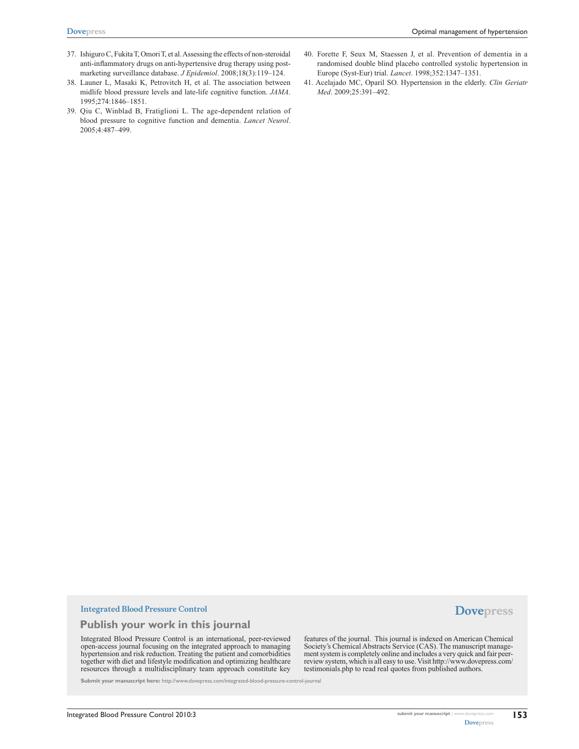37. Ishiguro C, Fukita T, Omori T, et al. Assessing the effects of non-steroidal anti-inflammatory drugs on anti-hypertensive drug therapy using post-marketing surveillance database. *J Epidemiol*. 2008;18(3):119–124.
38. Launer L, Masaki K, Petrovitch H, et al. The association between midlife blood pressure levels and late-life cognitive function. *JAMA*. 1995;274:1846–1851.
39. Qiu C, Winblad B, Fratiglioni L. The age-dependent relation of blood pressure to cognitive function and dementia. *Lancet Neurol*. 2005;4:487–499.
40. Forette F, Seux M, Staessen J, et al. Prevention of dementia in a randomised double blind placebo controlled systolic hypertension in Europe (Syst-Eur) trial. *Lancet*. 1998;352:1347–1351.
41. Acelajado MC, Oparil SO. Hypertension in the elderly. *Clin Geriatr Med*. 2009;25:391–492.

**Integrated Blood Pressure Control**

## Publish your work in this journal

Integrated Blood Pressure Control is an international, peer-reviewed open-access journal focusing on the integrated approach to managing hypertension and risk reduction. Treating the patient and comorbidities together with diet and lifestyle modification and optimizing healthcare resources through a multidisciplinary team approach constitute key features of the journal. This journal is indexed on American Chemical Society's Chemical Abstracts Service (CAS). The manuscript management system is completely online and includes a very quick and fair peer-review system, which is all easy to use. Visit http://www.dovepress.com/testimonials.php to read real quotes from published authors.

**Submit your manuscript here:** http://www.dovepress.com/integrated-blood-pressure-control-journal